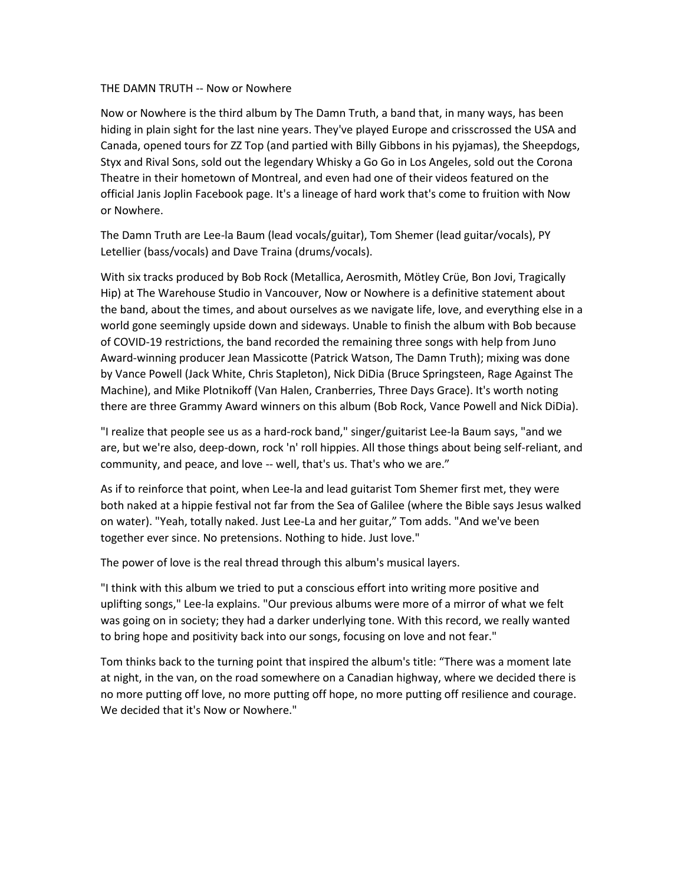# THE DAMN TRUTH -- Now or Nowhere

Now or Nowhere is the third album by The Damn Truth, a band that, in many ways, has been hiding in plain sight for the last nine years. They've played Europe and crisscrossed the USA and Canada, opened tours for ZZ Top (and partied with Billy Gibbons in his pyjamas), the Sheepdogs, Styx and Rival Sons, sold out the legendary Whisky a Go Go in Los Angeles, sold out the Corona Theatre in their hometown of Montreal, and even had one of their videos featured on the official Janis Joplin Facebook page. It's a lineage of hard work that's come to fruition with Now or Nowhere.

The Damn Truth are Lee-la Baum (lead vocals/guitar), Tom Shemer (lead guitar/vocals), PY Letellier (bass/vocals) and Dave Traina (drums/vocals).

With six tracks produced by Bob Rock (Metallica, Aerosmith, Mötley Crüe, Bon Jovi, Tragically Hip) at The Warehouse Studio in Vancouver, Now or Nowhere is a definitive statement about the band, about the times, and about ourselves as we navigate life, love, and everything else in a world gone seemingly upside down and sideways. Unable to finish the album with Bob because of COVID-19 restrictions, the band recorded the remaining three songs with help from Juno Award-winning producer Jean Massicotte (Patrick Watson, The Damn Truth); mixing was done by Vance Powell (Jack White, Chris Stapleton), Nick DiDia (Bruce Springsteen, Rage Against The Machine), and Mike Plotnikoff (Van Halen, Cranberries, Three Days Grace). It's worth noting there are three Grammy Award winners on this album (Bob Rock, Vance Powell and Nick DiDia).

"I realize that people see us as a hard-rock band," singer/guitarist Lee-la Baum says, "and we are, but we're also, deep-down, rock 'n' roll hippies. All those things about being self-reliant, and community, and peace, and love -- well, that's us. That's who we are."

As if to reinforce that point, when Lee-la and lead guitarist Tom Shemer first met, they were both naked at a hippie festival not far from the Sea of Galilee (where the Bible says Jesus walked on water). "Yeah, totally naked. Just Lee-La and her guitar," Tom adds. "And we've been together ever since. No pretensions. Nothing to hide. Just love."

The power of love is the real thread through this album's musical layers.

"I think with this album we tried to put a conscious effort into writing more positive and uplifting songs," Lee-la explains. "Our previous albums were more of a mirror of what we felt was going on in society; they had a darker underlying tone. With this record, we really wanted to bring hope and positivity back into our songs, focusing on love and not fear."

Tom thinks back to the turning point that inspired the album's title: "There was a moment late at night, in the van, on the road somewhere on a Canadian highway, where we decided there is no more putting off love, no more putting off hope, no more putting off resilience and courage. We decided that it's Now or Nowhere."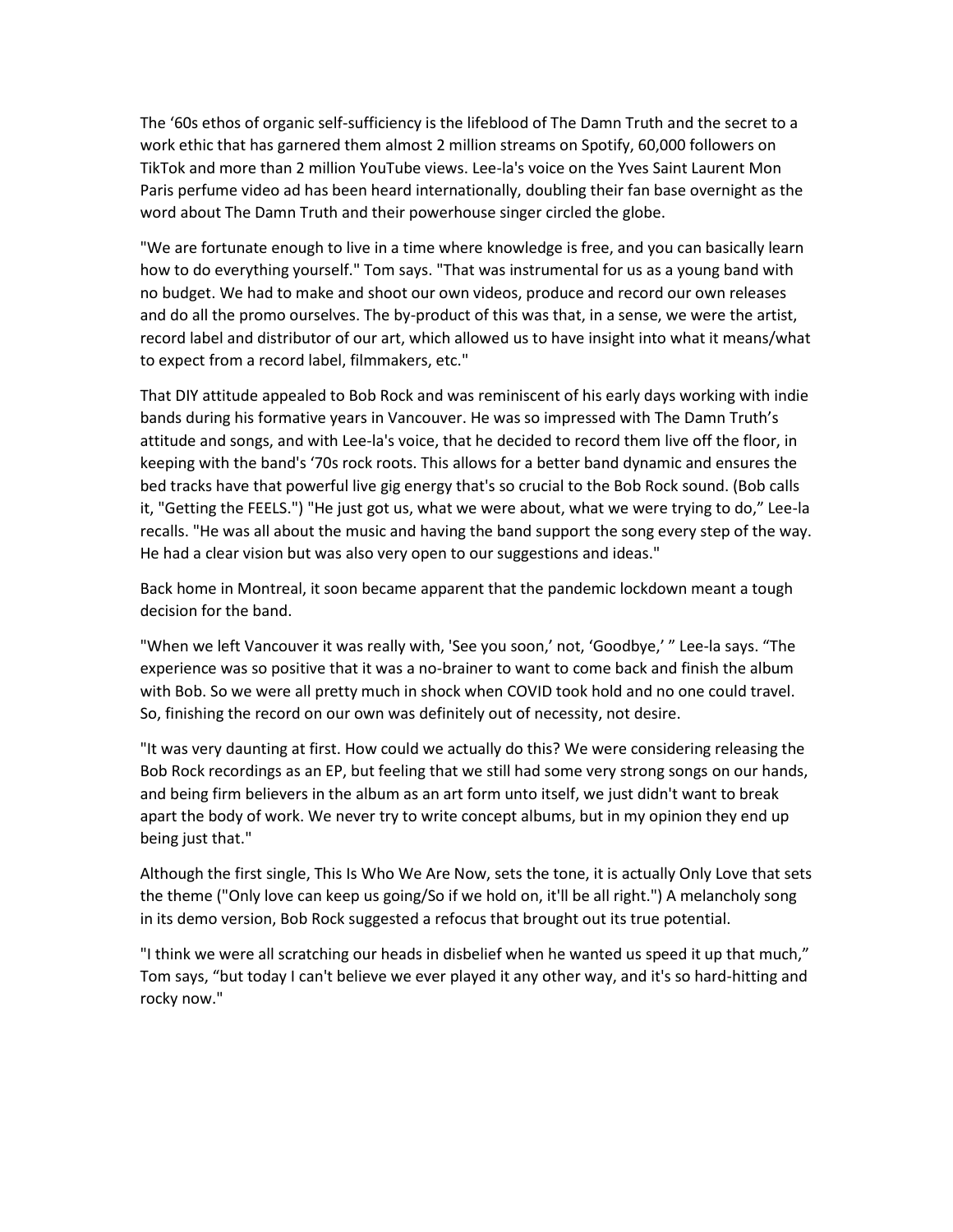The '60s ethos of organic self-sufficiency is the lifeblood of The Damn Truth and the secret to a work ethic that has garnered them almost 2 million streams on Spotify, 60,000 followers on TikTok and more than 2 million YouTube views. Lee-la's voice on the Yves Saint Laurent Mon Paris perfume video ad has been heard internationally, doubling their fan base overnight as the word about The Damn Truth and their powerhouse singer circled the globe.

"We are fortunate enough to live in a time where knowledge is free, and you can basically learn how to do everything yourself." Tom says. "That was instrumental for us as a young band with no budget. We had to make and shoot our own videos, produce and record our own releases and do all the promo ourselves. The by-product of this was that, in a sense, we were the artist, record label and distributor of our art, which allowed us to have insight into what it means/what to expect from a record label, filmmakers, etc."

That DIY attitude appealed to Bob Rock and was reminiscent of his early days working with indie bands during his formative years in Vancouver. He was so impressed with The Damn Truth's attitude and songs, and with Lee-la's voice, that he decided to record them live off the floor, in keeping with the band's '70s rock roots. This allows for a better band dynamic and ensures the bed tracks have that powerful live gig energy that's so crucial to the Bob Rock sound. (Bob calls it, "Getting the FEELS.") "He just got us, what we were about, what we were trying to do," Lee-la recalls. "He was all about the music and having the band support the song every step of the way. He had a clear vision but was also very open to our suggestions and ideas."

Back home in Montreal, it soon became apparent that the pandemic lockdown meant a tough decision for the band.

"When we left Vancouver it was really with, 'See you soon,' not, 'Goodbye,' " Lee-la says. "The experience was so positive that it was a no-brainer to want to come back and finish the album with Bob. So we were all pretty much in shock when COVID took hold and no one could travel. So, finishing the record on our own was definitely out of necessity, not desire.

"It was very daunting at first. How could we actually do this? We were considering releasing the Bob Rock recordings as an EP, but feeling that we still had some very strong songs on our hands, and being firm believers in the album as an art form unto itself, we just didn't want to break apart the body of work. We never try to write concept albums, but in my opinion they end up being just that."

Although the first single, This Is Who We Are Now, sets the tone, it is actually Only Love that sets the theme ("Only love can keep us going/So if we hold on, it'll be all right.") A melancholy song in its demo version, Bob Rock suggested a refocus that brought out its true potential.

"I think we were all scratching our heads in disbelief when he wanted us speed it up that much," Tom says, "but today I can't believe we ever played it any other way, and it's so hard-hitting and rocky now."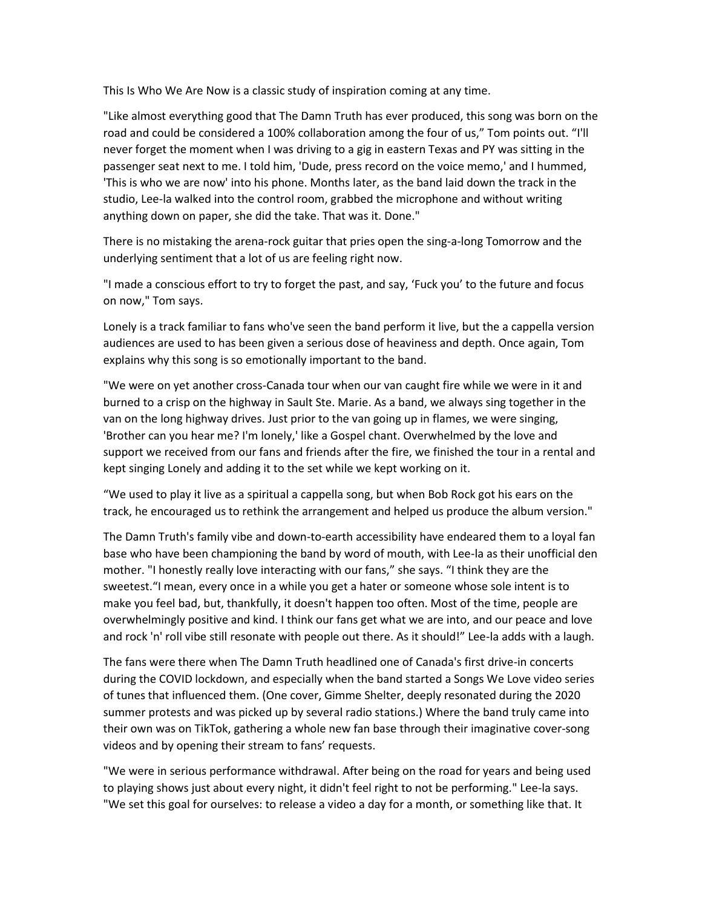This Is Who We Are Now is a classic study of inspiration coming at any time.

"Like almost everything good that The Damn Truth has ever produced, this song was born on the road and could be considered a 100% collaboration among the four of us," Tom points out. "I'll never forget the moment when I was driving to a gig in eastern Texas and PY was sitting in the passenger seat next to me. I told him, 'Dude, press record on the voice memo,' and I hummed, 'This is who we are now' into his phone. Months later, as the band laid down the track in the studio, Lee-la walked into the control room, grabbed the microphone and without writing anything down on paper, she did the take. That was it. Done."

There is no mistaking the arena-rock guitar that pries open the sing-a-long Tomorrow and the underlying sentiment that a lot of us are feeling right now.

"I made a conscious effort to try to forget the past, and say, 'Fuck you' to the future and focus on now," Tom says.

Lonely is a track familiar to fans who've seen the band perform it live, but the a cappella version audiences are used to has been given a serious dose of heaviness and depth. Once again, Tom explains why this song is so emotionally important to the band.

"We were on yet another cross-Canada tour when our van caught fire while we were in it and burned to a crisp on the highway in Sault Ste. Marie. As a band, we always sing together in the van on the long highway drives. Just prior to the van going up in flames, we were singing, 'Brother can you hear me? I'm lonely,' like a Gospel chant. Overwhelmed by the love and support we received from our fans and friends after the fire, we finished the tour in a rental and kept singing Lonely and adding it to the set while we kept working on it.

"We used to play it live as a spiritual a cappella song, but when Bob Rock got his ears on the track, he encouraged us to rethink the arrangement and helped us produce the album version."

The Damn Truth's family vibe and down-to-earth accessibility have endeared them to a loyal fan base who have been championing the band by word of mouth, with Lee-la as their unofficial den mother. "I honestly really love interacting with our fans," she says. "I think they are the sweetest."I mean, every once in a while you get a hater or someone whose sole intent is to make you feel bad, but, thankfully, it doesn't happen too often. Most of the time, people are overwhelmingly positive and kind. I think our fans get what we are into, and our peace and love and rock 'n' roll vibe still resonate with people out there. As it should!" Lee-la adds with a laugh.

The fans were there when The Damn Truth headlined one of Canada's first drive-in concerts during the COVID lockdown, and especially when the band started a Songs We Love video series of tunes that influenced them. (One cover, Gimme Shelter, deeply resonated during the 2020 summer protests and was picked up by several radio stations.) Where the band truly came into their own was on TikTok, gathering a whole new fan base through their imaginative cover-song videos and by opening their stream to fans' requests.

"We were in serious performance withdrawal. After being on the road for years and being used to playing shows just about every night, it didn't feel right to not be performing." Lee-la says. "We set this goal for ourselves: to release a video a day for a month, or something like that. It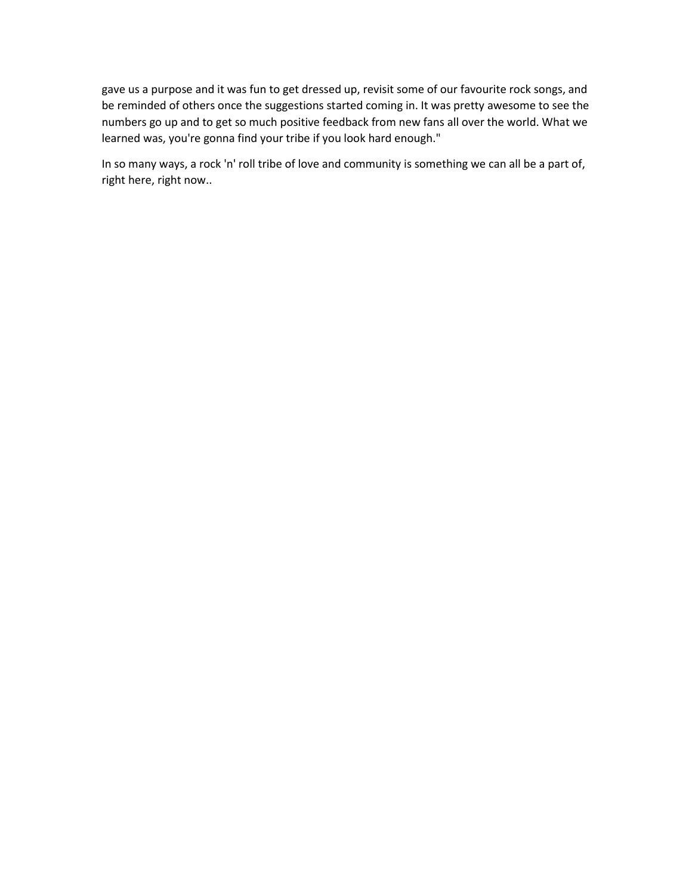gave us a purpose and it was fun to get dressed up, revisit some of our favourite rock songs, and be reminded of others once the suggestions started coming in. It was pretty awesome to see the numbers go up and to get so much positive feedback from new fans all over the world. What we learned was, you're gonna find your tribe if you look hard enough."

In so many ways, a rock 'n' roll tribe of love and community is something we can all be a part of, right here, right now..